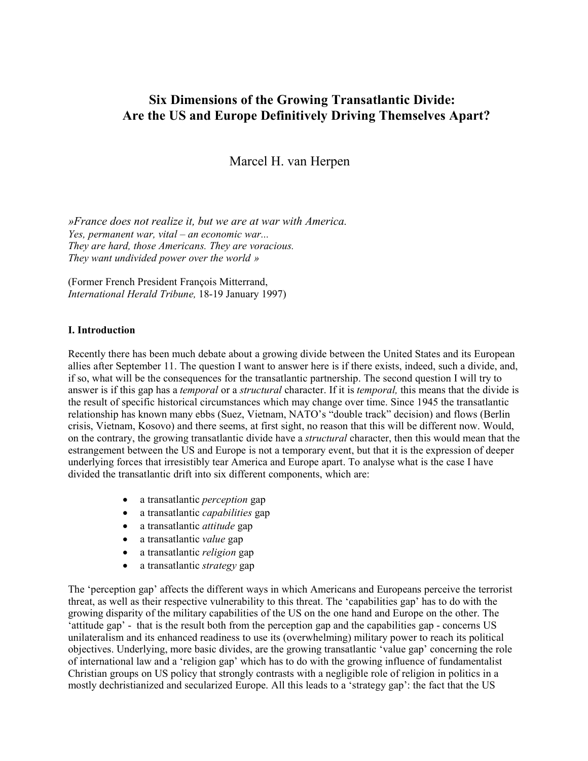# Six Dimensions of the Growing Transatlantic Divide: Are the US and Europe Definitively Driving Themselves Apart?

Marcel H. van Herpen

*»France does not realize it, but we are at war with America.*
*Yes, permanent war, vital – an economic war...*
*They are hard, those Americans. They are voracious.*
*They want undivided power over the world »*

(Former French President François Mitterrand,
*International Herald Tribune,* 18-19 January 1997)

## I. Introduction

Recently there has been much debate about a growing divide between the United States and its European allies after September 11. The question I want to answer here is if there exists, indeed, such a divide, and, if so, what will be the consequences for the transatlantic partnership. The second question I will try to answer is if this gap has a *temporal* or a *structural* character. If it is *temporal,* this means that the divide is the result of specific historical circumstances which may change over time. Since 1945 the transatlantic relationship has known many ebbs (Suez, Vietnam, NATO's "double track" decision) and flows (Berlin crisis, Vietnam, Kosovo) and there seems, at first sight, no reason that this will be different now. Would, on the contrary, the growing transatlantic divide have a *structural* character, then this would mean that the estrangement between the US and Europe is not a temporary event, but that it is the expression of deeper underlying forces that irresistibly tear America and Europe apart. To analyse what is the case I have divided the transatlantic drift into six different components, which are:

- a transatlantic *perception* gap
- a transatlantic *capabilities* gap
- a transatlantic *attitude* gap
- a transatlantic *value* gap
- a transatlantic *religion* gap
- a transatlantic *strategy* gap

The 'perception gap' affects the different ways in which Americans and Europeans perceive the terrorist threat, as well as their respective vulnerability to this threat. The 'capabilities gap' has to do with the growing disparity of the military capabilities of the US on the one hand and Europe on the other. The 'attitude gap' - that is the result both from the perception gap and the capabilities gap - concerns US unilateralism and its enhanced readiness to use its (overwhelming) military power to reach its political objectives. Underlying, more basic divides, are the growing transatlantic 'value gap' concerning the role of international law and a 'religion gap' which has to do with the growing influence of fundamentalist Christian groups on US policy that strongly contrasts with a negligible role of religion in politics in a mostly dechristianized and secularized Europe. All this leads to a 'strategy gap': the fact that the US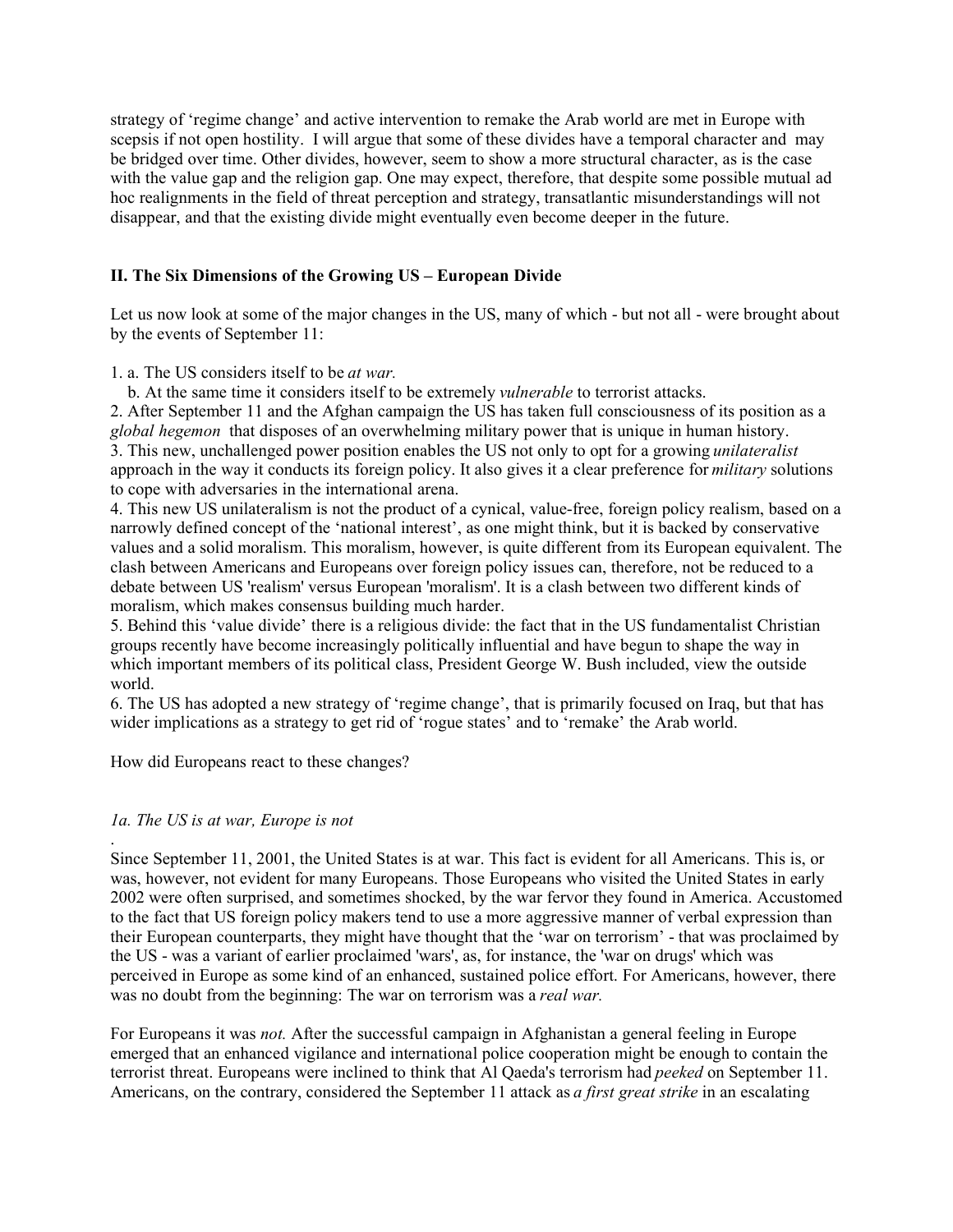strategy of 'regime change' and active intervention to remake the Arab world are met in Europe with scepsis if not open hostility. I will argue that some of these divides have a temporal character and may be bridged over time. Other divides, however, seem to show a more structural character, as is the case with the value gap and the religion gap. One may expect, therefore, that despite some possible mutual ad hoc realignments in the field of threat perception and strategy, transatlantic misunderstandings will not disappear, and that the existing divide might eventually even become deeper in the future.

## II. The Six Dimensions of the Growing US – European Divide

Let us now look at some of the major changes in the US, many of which - but not all - were brought about by the events of September 11:

1. a. The US considers itself to be *at war.*
   b. At the same time it considers itself to be extremely *vulnerable* to terrorist attacks.
2. After September 11 and the Afghan campaign the US has taken full consciousness of its position as a *global hegemon* that disposes of an overwhelming military power that is unique in human history.
3. This new, unchallenged power position enables the US not only to opt for a growing *unilateralist* approach in the way it conducts its foreign policy. It also gives it a clear preference for *military* solutions to cope with adversaries in the international arena.
4. This new US unilateralism is not the product of a cynical, value-free, foreign policy realism, based on a narrowly defined concept of the 'national interest', as one might think, but it is backed by conservative values and a solid moralism. This moralism, however, is quite different from its European equivalent. The clash between Americans and Europeans over foreign policy issues can, therefore, not be reduced to a debate between US 'realism' versus European 'moralism'. It is a clash between two different kinds of moralism, which makes consensus building much harder.
5. Behind this 'value divide' there is a religious divide: the fact that in the US fundamentalist Christian groups recently have become increasingly politically influential and have begun to shape the way in which important members of its political class, President George W. Bush included, view the outside world.
6. The US has adopted a new strategy of 'regime change', that is primarily focused on Iraq, but that has wider implications as a strategy to get rid of 'rogue states' and to 'remake' the Arab world.

How did Europeans react to these changes?

### *1a. The US is at war, Europe is not*

.
Since September 11, 2001, the United States is at war. This fact is evident for all Americans. This is, or was, however, not evident for many Europeans. Those Europeans who visited the United States in early 2002 were often surprised, and sometimes shocked, by the war fervor they found in America. Accustomed to the fact that US foreign policy makers tend to use a more aggressive manner of verbal expression than their European counterparts, they might have thought that the 'war on terrorism' - that was proclaimed by the US - was a variant of earlier proclaimed 'wars', as, for instance, the 'war on drugs' which was perceived in Europe as some kind of an enhanced, sustained police effort. For Americans, however, there was no doubt from the beginning: The war on terrorism was a *real war.*

For Europeans it was *not.* After the successful campaign in Afghanistan a general feeling in Europe emerged that an enhanced vigilance and international police cooperation might be enough to contain the terrorist threat. Europeans were inclined to think that Al Qaeda's terrorism had *peeked* on September 11. Americans, on the contrary, considered the September 11 attack as *a first great strike* in an escalating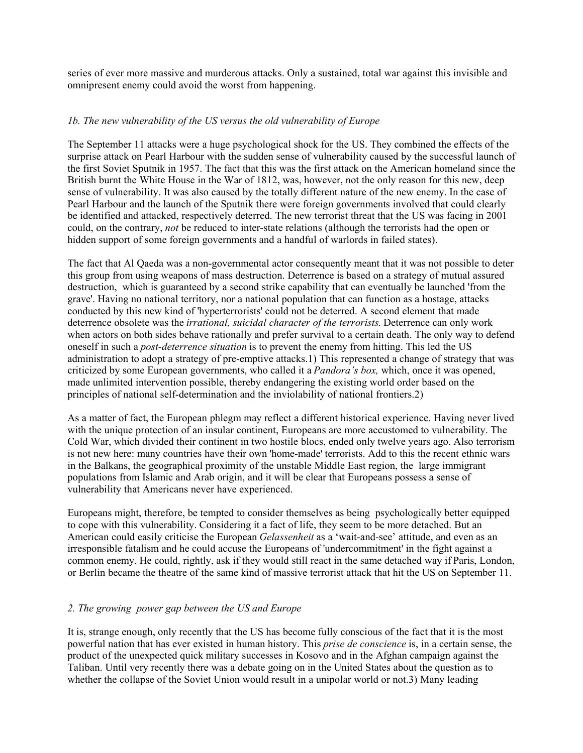series of ever more massive and murderous attacks. Only a sustained, total war against this invisible and omnipresent enemy could avoid the worst from happening.

### *1b. The new vulnerability of the US versus the old vulnerability of Europe*

The September 11 attacks were a huge psychological shock for the US. They combined the effects of the surprise attack on Pearl Harbour with the sudden sense of vulnerability caused by the successful launch of the first Soviet Sputnik in 1957. The fact that this was the first attack on the American homeland since the British burnt the White House in the War of 1812, was, however, not the only reason for this new, deep sense of vulnerability. It was also caused by the totally different nature of the new enemy. In the case of Pearl Harbour and the launch of the Sputnik there were foreign governments involved that could clearly be identified and attacked, respectively deterred. The new terrorist threat that the US was facing in 2001 could, on the contrary, *not* be reduced to inter-state relations (although the terrorists had the open or hidden support of some foreign governments and a handful of warlords in failed states).

The fact that Al Qaeda was a non-governmental actor consequently meant that it was not possible to deter this group from using weapons of mass destruction. Deterrence is based on a strategy of mutual assured destruction, which is guaranteed by a second strike capability that can eventually be launched 'from the grave'. Having no national territory, nor a national population that can function as a hostage, attacks conducted by this new kind of 'hyperterrorists' could not be deterred. A second element that made deterrence obsolete was the *irrational, suicidal character of the terrorists.* Deterrence can only work when actors on both sides behave rationally and prefer survival to a certain death. The only way to defend oneself in such a *post-deterrence situation* is to prevent the enemy from hitting. This led the US administration to adopt a strategy of pre-emptive attacks.1) This represented a change of strategy that was criticized by some European governments, who called it a *Pandora's box,* which, once it was opened, made unlimited intervention possible, thereby endangering the existing world order based on the principles of national self-determination and the inviolability of national frontiers.2)

As a matter of fact, the European phlegm may reflect a different historical experience. Having never lived with the unique protection of an insular continent, Europeans are more accustomed to vulnerability. The Cold War, which divided their continent in two hostile blocs, ended only twelve years ago. Also terrorism is not new here: many countries have their own 'home-made' terrorists. Add to this the recent ethnic wars in the Balkans, the geographical proximity of the unstable Middle East region, the large immigrant populations from Islamic and Arab origin, and it will be clear that Europeans possess a sense of vulnerability that Americans never have experienced.

Europeans might, therefore, be tempted to consider themselves as being psychologically better equipped to cope with this vulnerability. Considering it a fact of life, they seem to be more detached. But an American could easily criticise the European *Gelassenheit* as a 'wait-and-see' attitude, and even as an irresponsible fatalism and he could accuse the Europeans of 'undercommitment' in the fight against a common enemy. He could, rightly, ask if they would still react in the same detached way if Paris, London, or Berlin became the theatre of the same kind of massive terrorist attack that hit the US on September 11.

## *2. The growing power gap between the US and Europe*

It is, strange enough, only recently that the US has become fully conscious of the fact that it is the most powerful nation that has ever existed in human history. This *prise de conscience* is, in a certain sense, the product of the unexpected quick military successes in Kosovo and in the Afghan campaign against the Taliban. Until very recently there was a debate going on in the United States about the question as to whether the collapse of the Soviet Union would result in a unipolar world or not.3) Many leading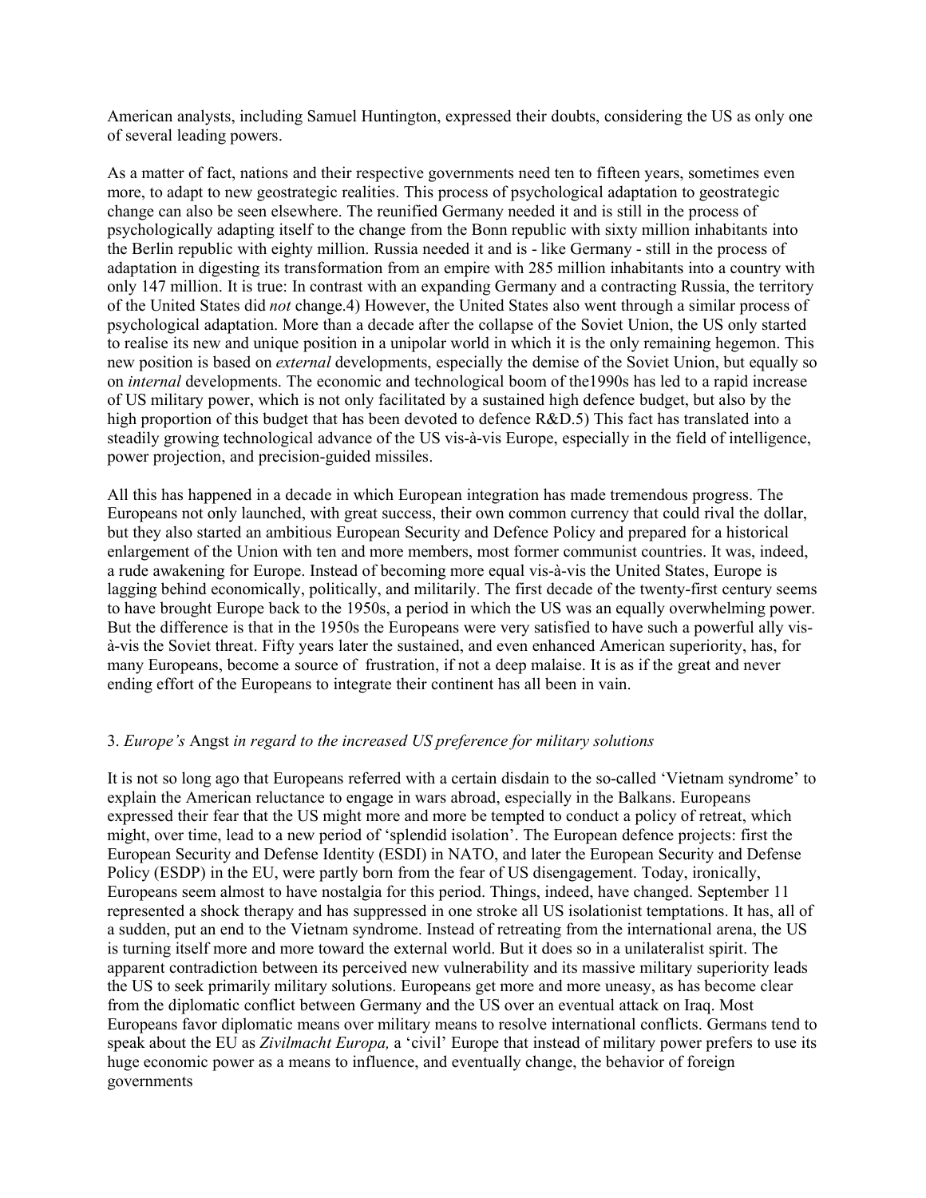American analysts, including Samuel Huntington, expressed their doubts, considering the US as only one of several leading powers.

As a matter of fact, nations and their respective governments need ten to fifteen years, sometimes even more, to adapt to new geostrategic realities. This process of psychological adaptation to geostrategic change can also be seen elsewhere. The reunified Germany needed it and is still in the process of psychologically adapting itself to the change from the Bonn republic with sixty million inhabitants into the Berlin republic with eighty million. Russia needed it and is - like Germany - still in the process of adaptation in digesting its transformation from an empire with 285 million inhabitants into a country with only 147 million. It is true: In contrast with an expanding Germany and a contracting Russia, the territory of the United States did *not* change.4) However, the United States also went through a similar process of psychological adaptation. More than a decade after the collapse of the Soviet Union, the US only started to realise its new and unique position in a unipolar world in which it is the only remaining hegemon. This new position is based on *external* developments, especially the demise of the Soviet Union, but equally so on *internal* developments. The economic and technological boom of the1990s has led to a rapid increase of US military power, which is not only facilitated by a sustained high defence budget, but also by the high proportion of this budget that has been devoted to defence R&D.5) This fact has translated into a steadily growing technological advance of the US vis-à-vis Europe, especially in the field of intelligence, power projection, and precision-guided missiles.

All this has happened in a decade in which European integration has made tremendous progress. The Europeans not only launched, with great success, their own common currency that could rival the dollar, but they also started an ambitious European Security and Defence Policy and prepared for a historical enlargement of the Union with ten and more members, most former communist countries. It was, indeed, a rude awakening for Europe. Instead of becoming more equal vis-à-vis the United States, Europe is lagging behind economically, politically, and militarily. The first decade of the twenty-first century seems to have brought Europe back to the 1950s, a period in which the US was an equally overwhelming power. But the difference is that in the 1950s the Europeans were very satisfied to have such a powerful ally vis-à-vis the Soviet threat. Fifty years later the sustained, and even enhanced American superiority, has, for many Europeans, become a source of frustration, if not a deep malaise. It is as if the great and never ending effort of the Europeans to integrate their continent has all been in vain.

### 3. *Europe's* Angst *in regard to the increased US preference for military solutions*

It is not so long ago that Europeans referred with a certain disdain to the so-called 'Vietnam syndrome' to explain the American reluctance to engage in wars abroad, especially in the Balkans. Europeans expressed their fear that the US might more and more be tempted to conduct a policy of retreat, which might, over time, lead to a new period of 'splendid isolation'. The European defence projects: first the European Security and Defence Identity (ESDI) in NATO, and later the European Security and Defense Policy (ESDP) in the EU, were partly born from the fear of US disengagement. Today, ironically, Europeans seem almost to have nostalgia for this period. Things, indeed, have changed. September 11 represented a shock therapy and has suppressed in one stroke all US isolationist temptations. It has, all of a sudden, put an end to the Vietnam syndrome. Instead of retreating from the international arena, the US is turning itself more and more toward the external world. But it does so in a unilateralist spirit. The apparent contradiction between its perceived new vulnerability and its massive military superiority leads the US to seek primarily military solutions. Europeans get more and more uneasy, as has become clear from the diplomatic conflict between Germany and the US over an eventual attack on Iraq. Most Europeans favor diplomatic means over military means to resolve international conflicts. Germans tend to speak about the EU as *Zivilmacht Europa,* a 'civil' Europe that instead of military power prefers to use its huge economic power as a means to influence, and eventually change, the behavior of foreign governments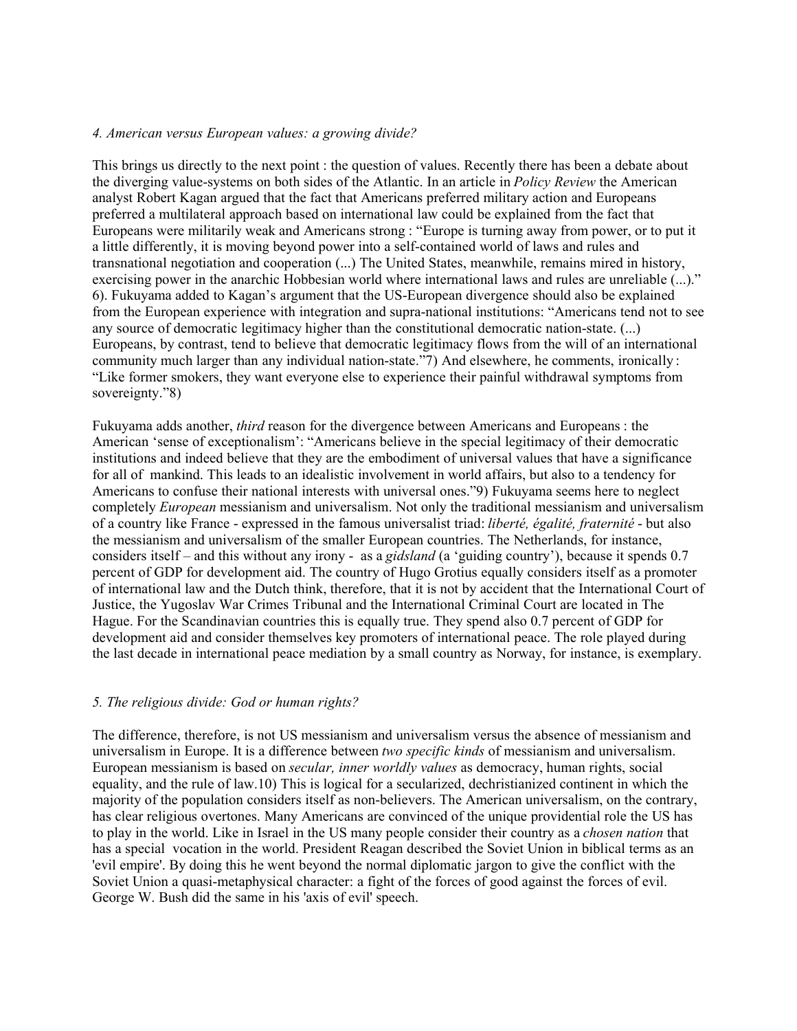### *4. American versus European values: a growing divide?*

This brings us directly to the next point : the question of values. Recently there has been a debate about the diverging value-systems on both sides of the Atlantic. In an article in *Policy Review* the American analyst Robert Kagan argued that the fact that Americans preferred military action and Europeans preferred a multilateral approach based on international law could be explained from the fact that Europeans were militarily weak and Americans strong : "Europe is turning away from power, or to put it a little differently, it is moving beyond power into a self-contained world of laws and rules and transnational negotiation and cooperation (...) The United States, meanwhile, remains mired in history, exercising power in the anarchic Hobbesian world where international laws and rules are unreliable (...)." 6). Fukuyama added to Kagan's argument that the US-European divergence should also be explained from the European experience with integration and supra-national institutions: "Americans tend not to see any source of democratic legitimacy higher than the constitutional democratic nation-state. (...) Europeans, by contrast, tend to believe that democratic legitimacy flows from the will of an international community much larger than any individual nation-state."7) And elsewhere, he comments, ironically : "Like former smokers, they want everyone else to experience their painful withdrawal symptoms from sovereignty."8)

Fukuyama adds another, *third* reason for the divergence between Americans and Europeans : the American 'sense of exceptionalism': "Americans believe in the special legitimacy of their democratic institutions and indeed believe that they are the embodiment of universal values that have a significance for all of mankind. This leads to an idealistic involvement in world affairs, but also to a tendency for Americans to confuse their national interests with universal ones."9) Fukuyama seems here to neglect completely *European* messianism and universalism. Not only the traditional messianism and universalism of a country like France - expressed in the famous universalist triad: *liberté, égalité, fraternité* - but also the messianism and universalism of the smaller European countries. The Netherlands, for instance, considers itself – and this without any irony - as a *gidsland* (a 'guiding country'), because it spends 0.7 percent of GDP for development aid. The country of Hugo Grotius equally considers itself as a promoter of international law and the Dutch think, therefore, that it is not by accident that the International Court of Justice, the Yugoslav War Crimes Tribunal and the International Criminal Court are located in The Hague. For the Scandinavian countries this is equally true. They spend also 0.7 percent of GDP for development aid and consider themselves key promoters of international peace. The role played during the last decade in international peace mediation by a small country as Norway, for instance, is exemplary.

### *5. The religious divide: God or human rights?*

The difference, therefore, is not US messianism and universalism versus the absence of messianism and universalism in Europe. It is a difference between *two specific kinds* of messianism and universalism. European messianism is based on *secular, inner worldly values* as democracy, human rights, social equality, and the rule of law.10) This is logical for a secularized, dechristianized continent in which the majority of the population considers itself as non-believers. The American universalism, on the contrary, has clear religious overtones. Many Americans are convinced of the unique providential role the US has to play in the world. Like in Israel in the US many people consider their country as a *chosen nation* that has a special vocation in the world. President Reagan described the Soviet Union in biblical terms as an 'evil empire'. By doing this he went beyond the normal diplomatic jargon to give the conflict with the Soviet Union a quasi-metaphysical character: a fight of the forces of good against the forces of evil. George W. Bush did the same in his 'axis of evil' speech.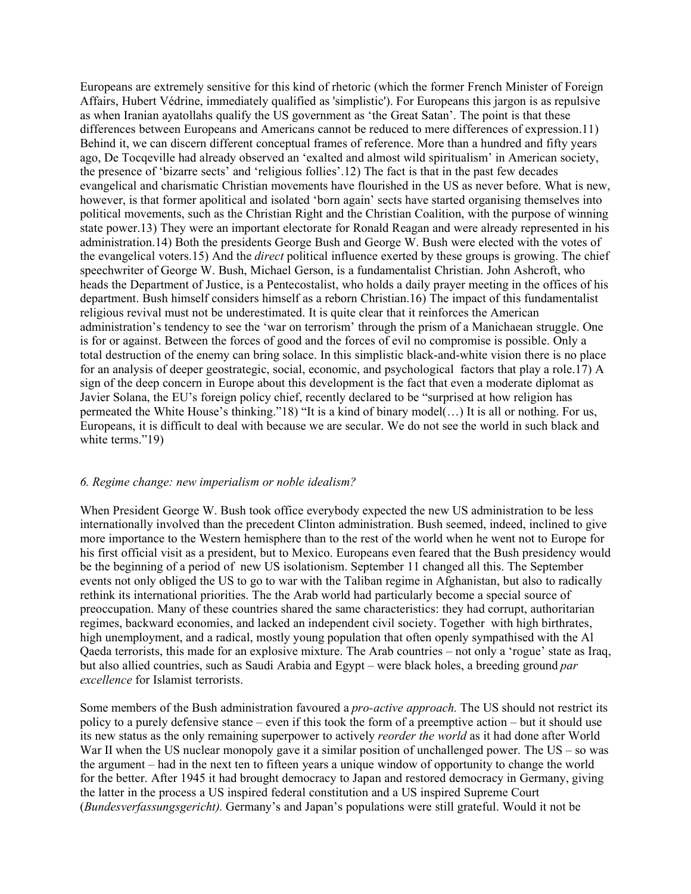Europeans are extremely sensitive for this kind of rhetoric (which the former French Minister of Foreign Affairs, Hubert Védrine, immediately qualified as 'simplistic'). For Europeans this jargon is as repulsive as when Iranian ayatollahs qualify the US government as 'the Great Satan'. The point is that these differences between Europeans and Americans cannot be reduced to mere differences of expression.11) Behind it, we can discern different conceptual frames of reference. More than a hundred and fifty years ago, De Tocqveville had already observed an 'exalted and almost wild spiritualism' in American society, the presence of 'bizarre sects' and 'religious follies'.12) The fact is that in the past few decades evangelical and charismatic Christian movements have flourished in the US as never before. What is new, however, is that former apolitical and isolated 'born again' sects have started organising themselves into political movements, such as the Christian Right and the Christian Coalition, with the purpose of winning state power.13) They were an important electorate for Ronald Reagan and were already represented in his administration.14) Both the presidents George Bush and George W. Bush were elected with the votes of the evangelical voters.15) And the *direct* political influence exerted by these groups is growing. The chief speechwriter of George W. Bush, Michael Gerson, is a fundamentalist Christian. John Ashcroft, who heads the Department of Justice, is a Pentecostalist, who holds a daily prayer meeting in the offices of his department. Bush himself considers himself as a reborn Christian.16) The impact of this fundamentalist religious revival must not be underestimated. It is quite clear that it reinforces the American administration's tendency to see the 'war on terrorism' through the prism of a Manichaean struggle. One is for or against. Between the forces of good and the forces of evil no compromise is possible. Only a total destruction of the enemy can bring solace. In this simplistic black-and-white vision there is no place for an analysis of deeper geostrategic, social, economic, and psychological factors that play a role.17) A sign of the deep concern in Europe about this development is the fact that even a moderate diplomat as Javier Solana, the EU's foreign policy chief, recently declared to be "surprised at how religion has permeated the White House's thinking."18) "It is a kind of binary model(…) It is all or nothing. For us, Europeans, it is difficult to deal with because we are secular. We do not see the world in such black and white terms."19)

### *6. Regime change: new imperialism or noble idealism?*

When President George W. Bush took office everybody expected the new US administration to be less internationally involved than the precedent Clinton administration. Bush seemed, indeed, inclined to give more importance to the Western hemisphere than to the rest of the world when he went not to Europe for his first official visit as a president, but to Mexico. Europeans even feared that the Bush presidency would be the beginning of a period of new US isolationism. September 11 changed all this. The September events not only obliged the US to go to war with the Taliban regime in Afghanistan, but also to radically rethink its international priorities. The the Arab world had particularly become a special source of preoccupation. Many of these countries shared the same characteristics: they had corrupt, authoritarian regimes, backward economies, and lacked an independent civil society. Together with high birthrates, high unemployment, and a radical, mostly young population that often openly sympathised with the Al Qaeda terrorists, this made for an explosive mixture. The Arab countries – not only a 'rogue' state as Iraq, but also allied countries, such as Saudi Arabia and Egypt – were black holes, a breeding ground *par excellence* for Islamist terrorists.

Some members of the Bush administration favoured a *pro-active approach.* The US should not restrict its policy to a purely defensive stance – even if this took the form of a preemptive action – but it should use its new status as the only remaining superpower to actively *reorder the world* as it had done after World War II when the US nuclear monopoly gave it a similar position of unchallenged power. The US – so was the argument – had in the next ten to fifteen years a unique window of opportunity to change the world for the better. After 1945 it had brought democracy to Japan and restored democracy in Germany, giving the latter in the process a US inspired federal constitution and a US inspired Supreme Court (*Bundesverfassungsgericht).* Germany's and Japan's populations were still grateful. Would it not be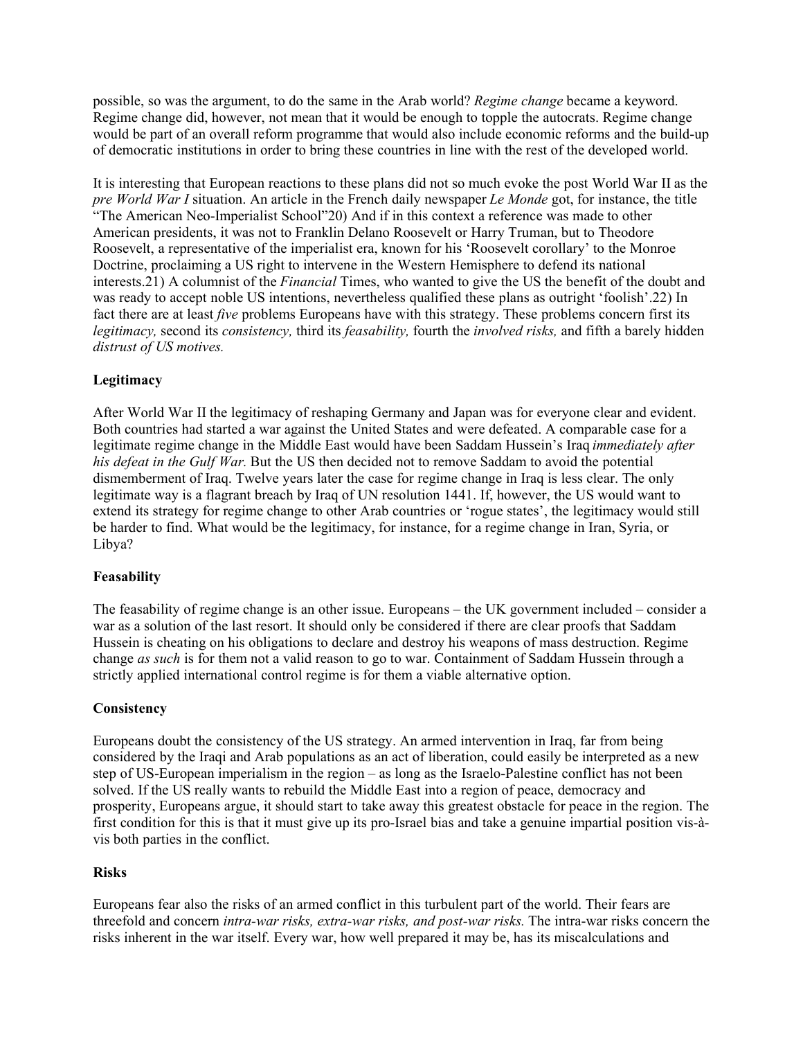possible, so was the argument, to do the same in the Arab world? *Regime change* became a keyword. Regime change did, however, not mean that it would be enough to topple the autocrats. Regime change would be part of an overall reform programme that would also include economic reforms and the build-up of democratic institutions in order to bring these countries in line with the rest of the developed world.

It is interesting that European reactions to these plans did not so much evoke the post World War II as the *pre World War I* situation. An article in the French daily newspaper *Le Monde* got, for instance, the title "The American Neo-Imperialist School"20) And if in this context a reference was made to other American presidents, it was not to Franklin Delano Roosevelt or Harry Truman, but to Theodore Roosevelt, a representative of the imperialist era, known for his 'Roosevelt corollary' to the Monroe Doctrine, proclaiming a US right to intervene in the Western Hemisphere to defend its national interests.21) A columnist of the *Financial* Times, who wanted to give the US the benefit of the doubt and was ready to accept noble US intentions, nevertheless qualified these plans as outright 'foolish'.22) In fact there are at least *five* problems Europeans have with this strategy. These problems concern first its *legitimacy,* second its *consistency,* third its *feasability,* fourth the *involved risks,* and fifth a barely hidden *distrust of US motives.*

**Legitimacy**

After World War II the legitimacy of reshaping Germany and Japan was for everyone clear and evident. Both countries had started a war against the United States and were defeated. A comparable case for a legitimate regime change in the Middle East would have been Saddam Hussein's Iraq *immediately after his defeat in the Gulf War.* But the US then decided not to remove Saddam to avoid the potential dismemberment of Iraq. Twelve years later the case for regime change in Iraq is less clear. The only legitimate way is a flagrant breach by Iraq of UN resolution 1441. If, however, the US would want to extend its strategy for regime change to other Arab countries or 'rogue states', the legitimacy would still be harder to find. What would be the legitimacy, for instance, for a regime change in Iran, Syria, or Libya?

**Feasability**

The feasability of regime change is an other issue. Europeans – the UK government included – consider a war as a solution of the last resort. It should only be considered if there are clear proofs that Saddam Hussein is cheating on his obligations to declare and destroy his weapons of mass destruction. Regime change *as such* is for them not a valid reason to go to war. Containment of Saddam Hussein through a strictly applied international control regime is for them a viable alternative option.

**Consistency**

Europeans doubt the consistency of the US strategy. An armed intervention in Iraq, far from being considered by the Iraqi and Arab populations as an act of liberation, could easily be interpreted as a new step of US-European imperialism in the region – as long as the Israelo-Palestine conflict has not been solved. If the US really wants to rebuild the Middle East into a region of peace, democracy and prosperity, Europeans argue, it should start to take away this greatest obstacle for peace in the region. The first condition for this is that it must give up its pro-Israel bias and take a genuine impartial position vis-à-vis both parties in the conflict.

**Risks**

Europeans fear also the risks of an armed conflict in this turbulent part of the world. Their fears are threefold and concern *intra-war risks, extra-war risks, and post-war risks.* The intra-war risks concern the risks inherent in the war itself. Every war, how well prepared it may be, has its miscalculations and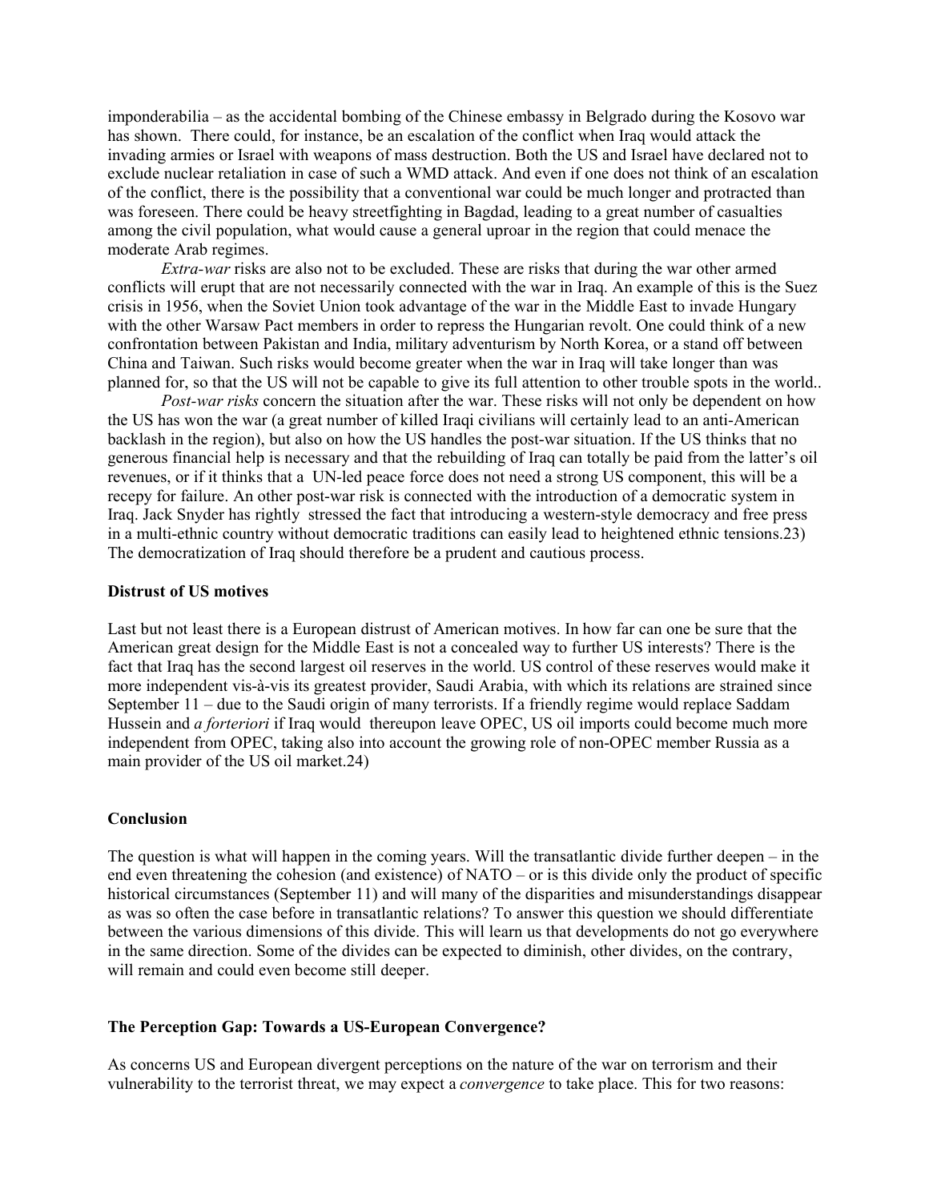imponderabilia – as the accidental bombing of the Chinese embassy in Belgrado during the Kosovo war has shown. There could, for instance, be an escalation of the conflict when Iraq would attack the invading armies or Israel with weapons of mass destruction. Both the US and Israel have declared not to exclude nuclear retaliation in case of such a WMD attack. And even if one does not think of an escalation of the conflict, there is the possibility that a conventional war could be much longer and protracted than was foreseen. There could be heavy streetfighting in Bagdad, leading to a great number of casualties among the civil population, what would cause a general uproar in the region that could menace the moderate Arab regimes.

*Extra-war* risks are also not to be excluded. These are risks that during the war other armed conflicts will erupt that are not necessarily connected with the war in Iraq. An example of this is the Suez crisis in 1956, when the Soviet Union took advantage of the war in the Middle East to invade Hungary with the other Warsaw Pact members in order to repress the Hungarian revolt. One could think of a new confrontation between Pakistan and India, military adventurism by North Korea, or a stand off between China and Taiwan. Such risks would become greater when the war in Iraq will take longer than was planned for, so that the US will not be capable to give its full attention to other trouble spots in the world..

*Post-war risks* concern the situation after the war. These risks will not only be dependent on how the US has won the war (a great number of killed Iraqi civilians will certainly lead to an anti-American backlash in the region), but also on how the US handles the post-war situation. If the US thinks that no generous financial help is necessary and that the rebuilding of Iraq can totally be paid from the latter's oil revenues, or if it thinks that a UN-led peace force does not need a strong US component, this will be a recepy for failure. An other post-war risk is connected with the introduction of a democratic system in Iraq. Jack Snyder has rightly stressed the fact that introducing a western-style democracy and free press in a multi-ethnic country without democratic traditions can easily lead to heightened ethnic tensions.23) The democratization of Iraq should therefore be a prudent and cautious process.

**Distrust of US motives**

Last but not least there is a European distrust of American motives. In how far can one be sure that the American great design for the Middle East is not a concealed way to further US interests? There is the fact that Iraq has the second largest oil reserves in the world. US control of these reserves would make it more independent vis-à-vis its greatest provider, Saudi Arabia, with which its relations are strained since September 11 – due to the Saudi origin of many terrorists. If a friendly regime would replace Saddam Hussein and *a forteriori* if Iraq would thereupon leave OPEC, US oil imports could become much more independent from OPEC, taking also into account the growing role of non-OPEC member Russia as a main provider of the US oil market.24)

**Conclusion**

The question is what will happen in the coming years. Will the transatlantic divide further deepen – in the end even threatening the cohesion (and existence) of NATO – or is this divide only the product of specific historical circumstances (September 11) and will many of the disparities and misunderstandings disappear as was so often the case before in transatlantic relations? To answer this question we should differentiate between the various dimensions of this divide. This will learn us that developments do not go everywhere in the same direction. Some of the divides can be expected to diminish, other divides, on the contrary, will remain and could even become still deeper.

**The Perception Gap: Towards a US-European Convergence?**

As concerns US and European divergent perceptions on the nature of the war on terrorism and their vulnerability to the terrorist threat, we may expect a *convergence* to take place. This for two reasons: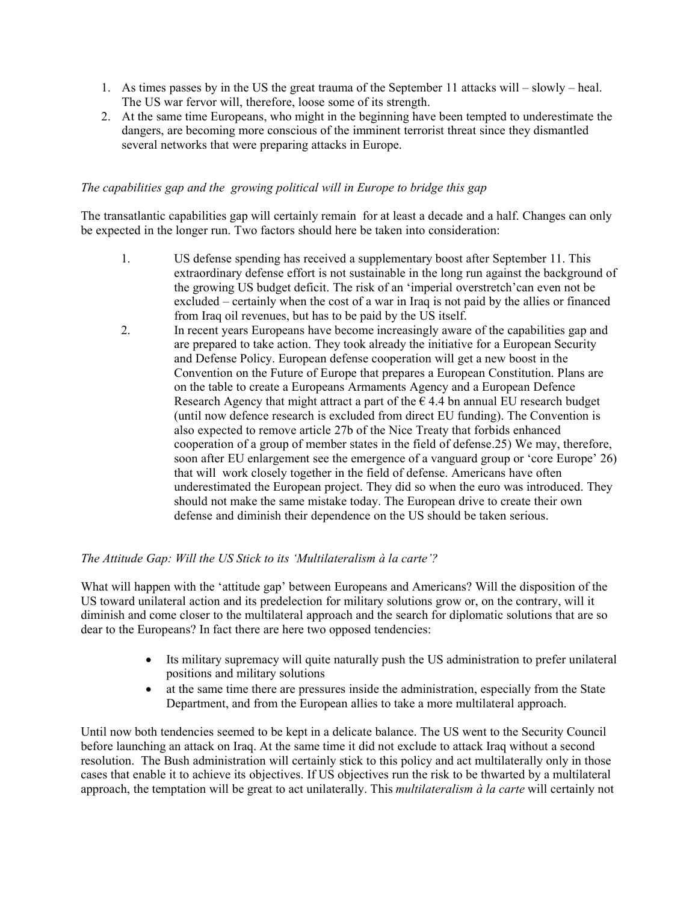1. As times passes by in the US the great trauma of the September 11 attacks will – slowly – heal. The US war fervor will, therefore, loose some of its strength.
2. At the same time Europeans, who might in the beginning have been tempted to underestimate the dangers, are becoming more conscious of the imminent terrorist threat since they dismantled several networks that were preparing attacks in Europe.

*The capabilities gap and the growing political will in Europe to bridge this gap*

The transatlantic capabilities gap will certainly remain for at least a decade and a half. Changes can only be expected in the longer run. Two factors should here be taken into consideration:

1. US defense spending has received a supplementary boost after September 11. This extraordinary defense effort is not sustainable in the long run against the background of the growing US budget deficit. The risk of an 'imperial overstretch'can even not be excluded – certainly when the cost of a war in Iraq is not paid by the allies or financed from Iraq oil revenues, but has to be paid by the US itself.
2. In recent years Europeans have become increasingly aware of the capabilities gap and are prepared to take action. They took already the initiative for a European Security and Defense Policy. European defense cooperation will get a new boost in the Convention on the Future of Europe that prepares a European Constitution. Plans are on the table to create a Europeans Armaments Agency and a European Defence Research Agency that might attract a part of the € 4.4 bn annual EU research budget (until now defence research is excluded from direct EU funding). The Convention is also expected to remove article 27b of the Nice Treaty that forbids enhanced cooperation of a group of member states in the field of defense.25) We may, therefore, soon after EU enlargement see the emergence of a vanguard group or 'core Europe' 26) that will work closely together in the field of defense. Americans have often underestimated the European project. They did so when the euro was introduced. They should not make the same mistake today. The European drive to create their own defense and diminish their dependence on the US should be taken serious.

*The Attitude Gap: Will the US Stick to its 'Multilateralism à la carte'?*

What will happen with the 'attitude gap' between Europeans and Americans? Will the disposition of the US toward unilateral action and its predelection for military solutions grow or, on the contrary, will it diminish and come closer to the multilateral approach and the search for diplomatic solutions that are so dear to the Europeans? In fact there are here two opposed tendencies:

- Its military supremacy will quite naturally push the US administration to prefer unilateral positions and military solutions
- at the same time there are pressures inside the administration, especially from the State Department, and from the European allies to take a more multilateral approach.

Until now both tendencies seemed to be kept in a delicate balance. The US went to the Security Council before launching an attack on Iraq. At the same time it did not exclude to attack Iraq without a second resolution. The Bush administration will certainly stick to this policy and act multilaterally only in those cases that enable it to achieve its objectives. If US objectives run the risk to be thwarted by a multilateral approach, the temptation will be great to act unilaterally. This *multilateralism à la carte* will certainly not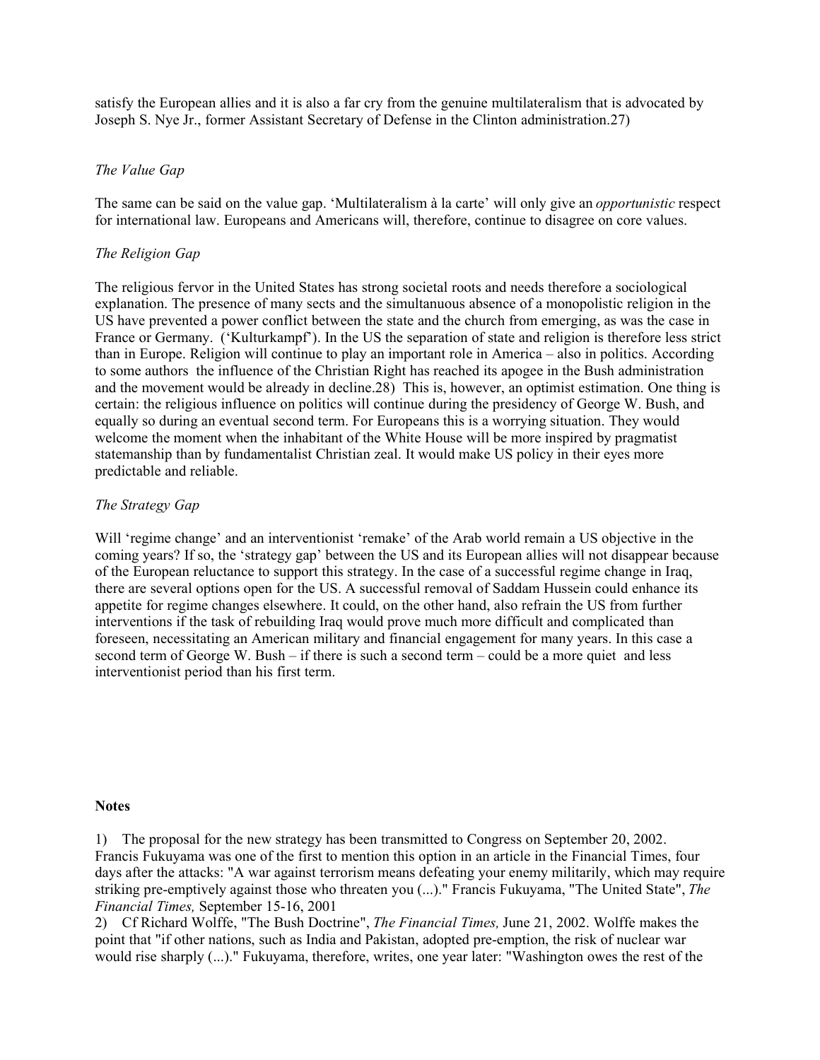satisfy the European allies and it is also a far cry from the genuine multilateralism that is advocated by Joseph S. Nye Jr., former Assistant Secretary of Defense in the Clinton administration.27)

*The Value Gap*

The same can be said on the value gap. 'Multilateralism à la carte' will only give an *opportunistic* respect for international law. Europeans and Americans will, therefore, continue to disagree on core values.

*The Religion Gap*

The religious fervor in the United States has strong societal roots and needs therefore a sociological explanation. The presence of many sects and the simultanuous absence of a monopolistic religion in the US have prevented a power conflict between the state and the church from emerging, as was the case in France or Germany. ('Kulturkampf'). In the US the separation of state and religion is therefore less strict than in Europe. Religion will continue to play an important role in America – also in politics. According to some authors the influence of the Christian Right has reached its apogee in the Bush administration and the movement would be already in decline.28) This is, however, an optimist estimation. One thing is certain: the religious influence on politics will continue during the presidency of George W. Bush, and equally so during an eventual second term. For Europeans this is a worrying situation. They would welcome the moment when the inhabitant of the White House will be more inspired by pragmatist statemanship than by fundamentalist Christian zeal. It would make US policy in their eyes more predictable and reliable.

*The Strategy Gap*

Will 'regime change' and an interventionist 'remake' of the Arab world remain a US objective in the coming years? If so, the 'strategy gap' between the US and its European allies will not disappear because of the European reluctance to support this strategy. In the case of a successful regime change in Iraq, there are several options open for the US. A successful removal of Saddam Hussein could enhance its appetite for regime changes elsewhere. It could, on the other hand, also refrain the US from further interventions if the task of rebuilding Iraq would prove much more difficult and complicated than foreseen, necessitating an American military and financial engagement for many years. In this case a second term of George W. Bush – if there is such a second term – could be a more quiet and less interventionist period than his first term.

**Notes**

1) The proposal for the new strategy has been transmitted to Congress on September 20, 2002. Francis Fukuyama was one of the first to mention this option in an article in the Financial Times, four days after the attacks: "A war against terrorism means defeating your enemy militarily, which may require striking pre-emptively against those who threaten you (...)." Francis Fukuyama, "The United State", *The Financial Times,* September 15-16, 2001

2) Cf Richard Wolffe, "The Bush Doctrine", *The Financial Times,* June 21, 2002. Wolffe makes the point that "if other nations, such as India and Pakistan, adopted pre-emption, the risk of nuclear war would rise sharply (...)." Fukuyama, therefore, writes, one year later: "Washington owes the rest of the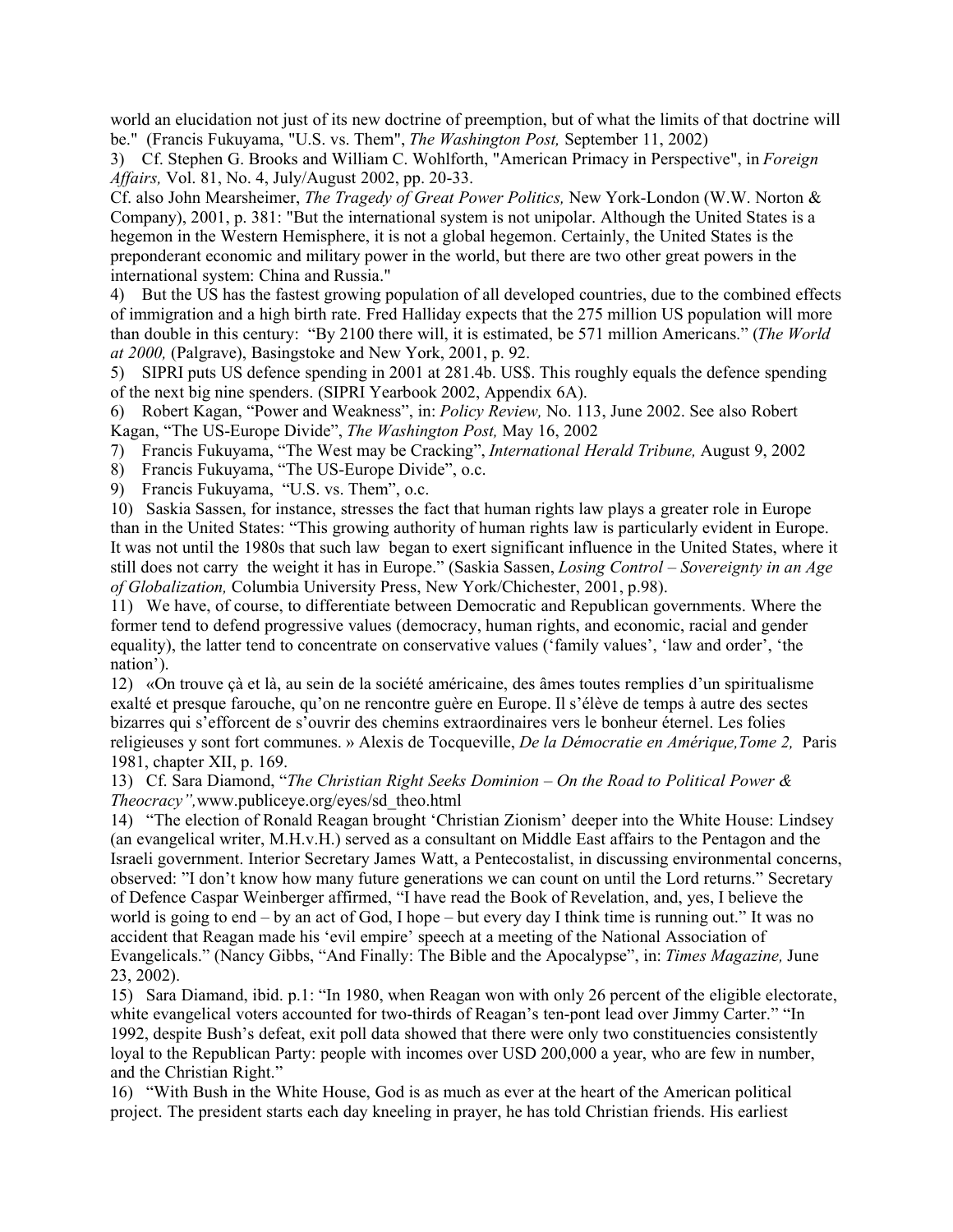world an elucidation not just of its new doctrine of preemption, but of what the limits of that doctrine will be." (Francis Fukuyama, "U.S. vs. Them", *The Washington Post,* September 11, 2002)

3) Cf. Stephen G. Brooks and William C. Wohlforth, "American Primacy in Perspective", in *Foreign Affairs,* Vol. 81, No. 4, July/August 2002, pp. 20-33.
Cf. also John Mearsheimer, *The Tragedy of Great Power Politics,* New York-London (W.W. Norton & Company), 2001, p. 381: "But the international system is not unipolar. Although the United States is a hegemon in the Western Hemisphere, it is not a global hegemon. Certainly, the United States is the preponderant economic and military power in the world, but there are two other great powers in the international system: China and Russia."

4) But the US has the fastest growing population of all developed countries, due to the combined effects of immigration and a high birth rate. Fred Halliday expects that the 275 million US population will more than double in this century: "By 2100 there will, it is estimated, be 571 million Americans." (*The World at 2000,* (Palgrave), Basingstoke and New York, 2001, p. 92.

5) SIPRI puts US defence spending in 2001 at 281.4b. US$. This roughly equals the defence spending of the next big nine spenders. (SIPRI Yearbook 2002, Appendix 6A).

6) Robert Kagan, "Power and Weakness", in: *Policy Review,* No. 113, June 2002. See also Robert Kagan, "The US-Europe Divide", *The Washington Post,* May 16, 2002

7) Francis Fukuyama, "The West may be Cracking", *International Herald Tribune,* August 9, 2002

8) Francis Fukuyama, "The US-Europe Divide", o.c.

9) Francis Fukuyama, "U.S. vs. Them", o.c.

10) Saskia Sassen, for instance, stresses the fact that human rights law plays a greater role in Europe than in the United States: "This growing authority of human rights law is particularly evident in Europe. It was not until the 1980s that such law began to exert significant influence in the United States, where it still does not carry the weight it has in Europe." (Saskia Sassen, *Losing Control – Sovereignty in an Age of Globalization,* Columbia University Press, New York/Chichester, 2001, p.98).

11) We have, of course, to differentiate between Democratic and Republican governments. Where the former tend to defend progressive values (democracy, human rights, and economic, racial and gender equality), the latter tend to concentrate on conservative values ('family values', 'law and order', 'the nation').

12) «On trouve çà et là, au sein de la société américaine, des âmes toutes remplies d'un spiritualisme exalté et presque farouche, qu'on ne rencontre guère en Europe. Il s'élève de temps à autre des sectes bizarres qui s'efforcent de s'ouvrir des chemins extraordinaires vers le bonheur éternel. Les folies religieuses y sont fort communes. » Alexis de Tocqueville, *De la Démocratie en Amérique,Tome 2,* Paris 1981, chapter XII, p. 169.

13) Cf. Sara Diamond, "*The Christian Right Seeks Dominion – On the Road to Political Power & Theocracy",*www.publiceye.org/eyes/sd_theo.html

14) "The election of Ronald Reagan brought 'Christian Zionism' deeper into the White House: Lindsey (an evangelical writer, M.H.v.H.) served as a consultant on Middle East affairs to the Pentagon and the Israeli government. Interior Secretary James Watt, a Pentecostalist, in discussing environmental concerns, observed: "I don't know how many future generations we can count on until the Lord returns." Secretary of Defence Caspar Weinberger affirmed, "I have read the Book of Revelation, and, yes, I believe the world is going to end – by an act of God, I hope – but every day I think time is running out." It was no accident that Reagan made his 'evil empire' speech at a meeting of the National Association of Evangelicals." (Nancy Gibbs, "And Finally: The Bible and the Apocalypse", in: *Times Magazine,* June 23, 2002).

15) Sara Diamand, ibid. p.1: "In 1980, when Reagan won with only 26 percent of the eligible electorate, white evangelical voters accounted for two-thirds of Reagan's ten-pont lead over Jimmy Carter." "In 1992, despite Bush's defeat, exit poll data showed that there were only two constituencies consistently loyal to the Republican Party: people with incomes over USD 200,000 a year, who are few in number, and the Christian Right."

16) "With Bush in the White House, God is as much as ever at the heart of the American political project. The president starts each day kneeling in prayer, he has told Christian friends. His earliest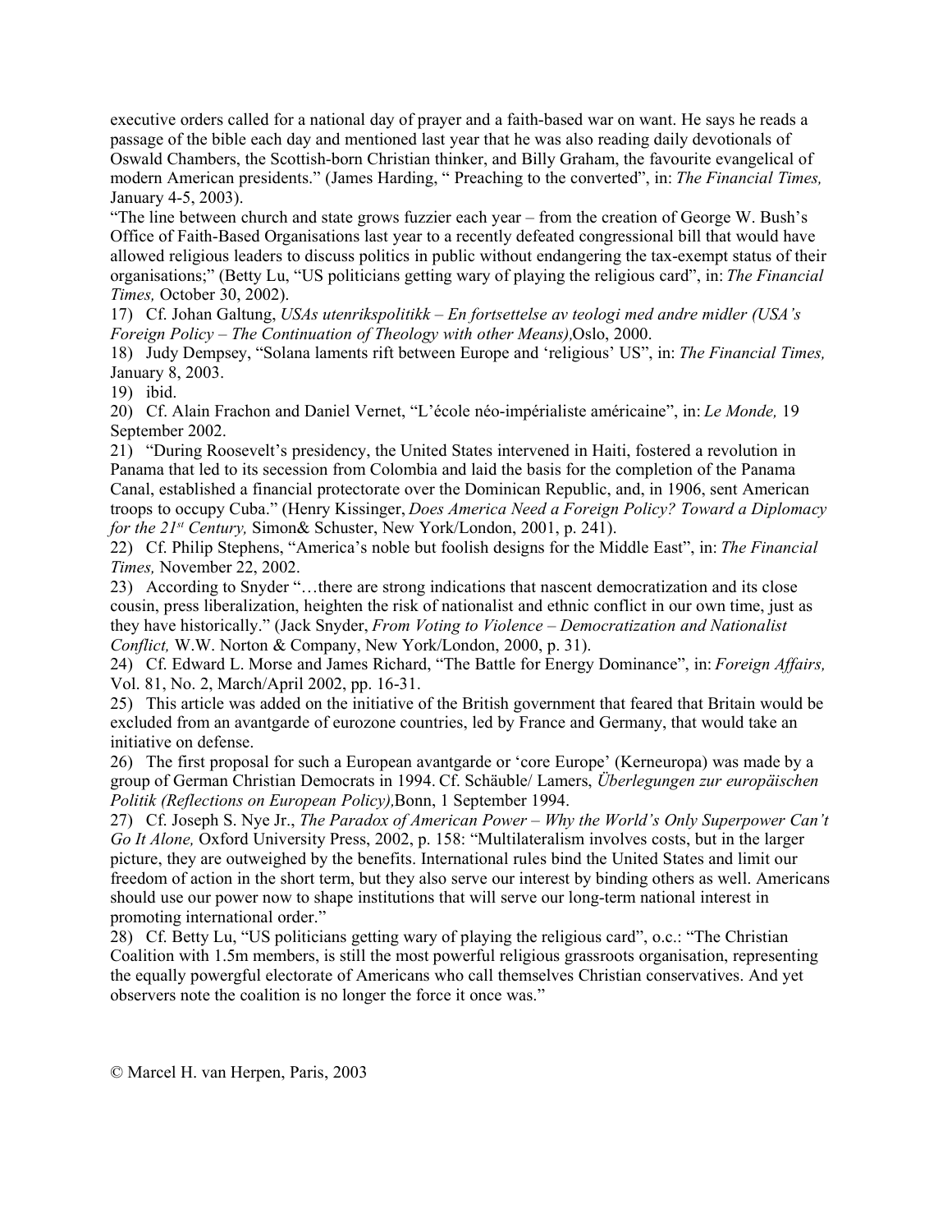executive orders called for a national day of prayer and a faith-based war on want. He says he reads a passage of the bible each day and mentioned last year that he was also reading daily devotionals of Oswald Chambers, the Scottish-born Christian thinker, and Billy Graham, the favourite evangelical of modern American presidents." (James Harding, " Preaching to the converted", in: *The Financial Times,* January 4-5, 2003).

"The line between church and state grows fuzzier each year – from the creation of George W. Bush's Office of Faith-Based Organisations last year to a recently defeated congressional bill that would have allowed religious leaders to discuss politics in public without endangering the tax-exempt status of their organisations;" (Betty Lu, "US politicians getting wary of playing the religious card", in: *The Financial Times,* October 30, 2002).

17) Cf. Johan Galtung, *USAs utenrikspolitikk – En fortsettelse av teologi med andre midler (USA's Foreign Policy – The Continuation of Theology with other Means),*Oslo, 2000.

18) Judy Dempsey, "Solana laments rift between Europe and 'religious' US", in: *The Financial Times,* January 8, 2003.

19) ibid.

20) Cf. Alain Frachon and Daniel Vernet, "L'école néo-impérialiste américaine", in: *Le Monde,* 19 September 2002.

21) "During Roosevelt's presidency, the United States intervened in Haiti, fostered a revolution in Panama that led to its secession from Colombia and laid the basis for the completion of the Panama Canal, established a financial protectorate over the Dominican Republic, and, in 1906, sent American troops to occupy Cuba." (Henry Kissinger, *Does America Need a Foreign Policy? Toward a Diplomacy for the 21st Century,* Simon& Schuster, New York/London, 2001, p. 241).

22) Cf. Philip Stephens, "America's noble but foolish designs for the Middle East", in: *The Financial Times,* November 22, 2002.

23) According to Snyder "…there are strong indications that nascent democratization and its close cousin, press liberalization, heighten the risk of nationalist and ethnic conflict in our own time, just as they have historically." (Jack Snyder, *From Voting to Violence – Democratization and Nationalist Conflict,* W.W. Norton & Company, New York/London, 2000, p. 31).

24) Cf. Edward L. Morse and James Richard, "The Battle for Energy Dominance", in: *Foreign Affairs,* Vol. 81, No. 2, March/April 2002, pp. 16-31.

25) This article was added on the initiative of the British government that feared that Britain would be excluded from an avantgarde of eurozone countries, led by France and Germany, that would take an initiative on defense.

26) The first proposal for such a European avantgarde or 'core Europe' (Kerneuropa) was made by a group of German Christian Democrats in 1994. Cf. Schäuble/ Lamers, *Überlegungen zur europäischen Politik (Reflections on European Policy),*Bonn, 1 September 1994.

27) Cf. Joseph S. Nye Jr., *The Paradox of American Power – Why the World's Only Superpower Can't Go It Alone,* Oxford University Press, 2002, p. 158: "Multilateralism involves costs, but in the larger picture, they are outweighed by the benefits. International rules bind the United States and limit our freedom of action in the short term, but they also serve our interest by binding others as well. Americans should use our power now to shape institutions that will serve our long-term national interest in promoting international order."

28) Cf. Betty Lu, "US politicians getting wary of playing the religious card", o.c.: "The Christian Coalition with 1.5m members, is still the most powerful religious grassroots organisation, representing the equally powergful electorate of Americans who call themselves Christian conservatives. And yet observers note the coalition is no longer the force it once was."

© Marcel H. van Herpen, Paris, 2003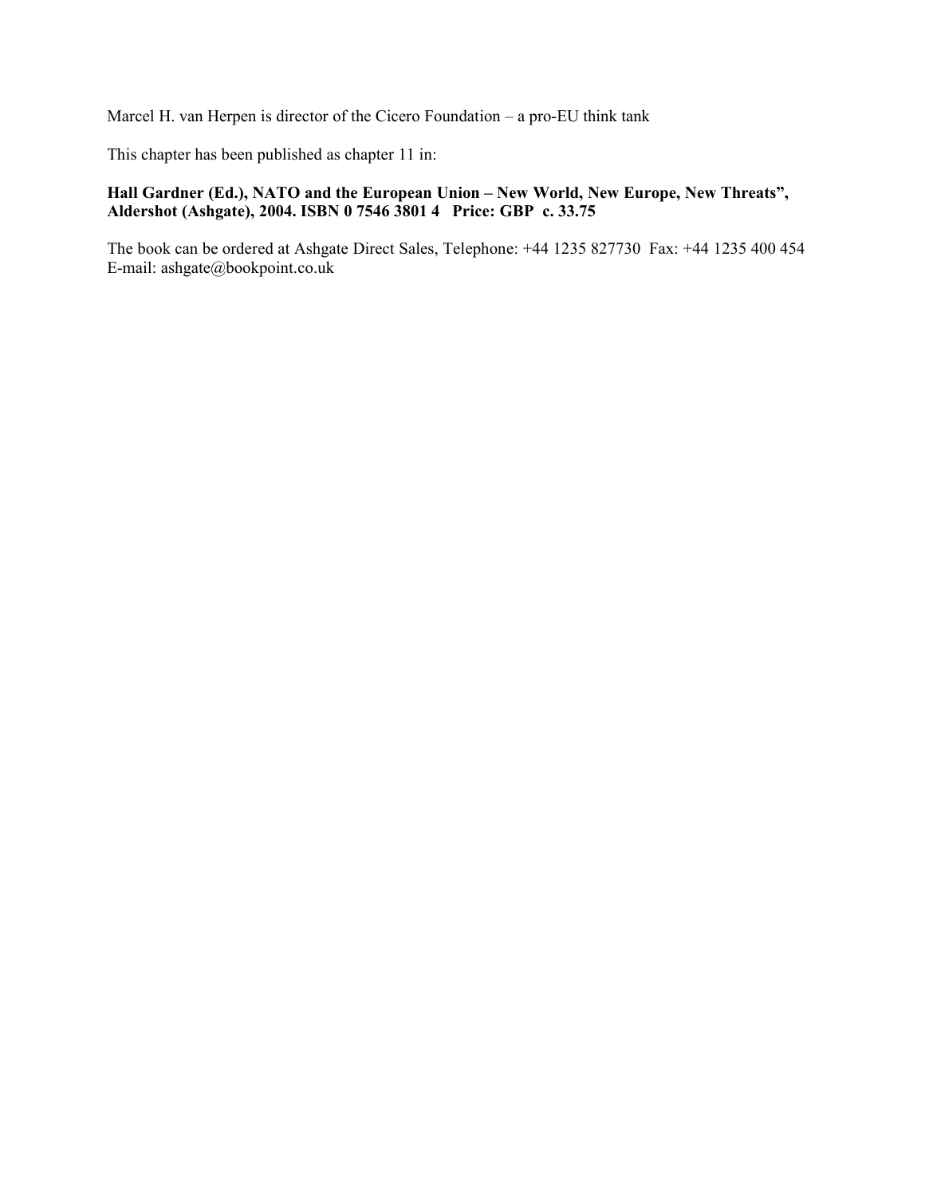Marcel H. van Herpen is director of the Cicero Foundation – a pro-EU think tank

This chapter has been published as chapter 11 in:

**Hall Gardner (Ed.), NATO and the European Union – New World, New Europe, New Threats", Aldershot (Ashgate), 2004. ISBN 0 7546 3801 4 Price: GBP c. 33.75**

The book can be ordered at Ashgate Direct Sales, Telephone: +44 1235 827730 Fax: +44 1235 400 454
E-mail: ashgate@bookpoint.co.uk